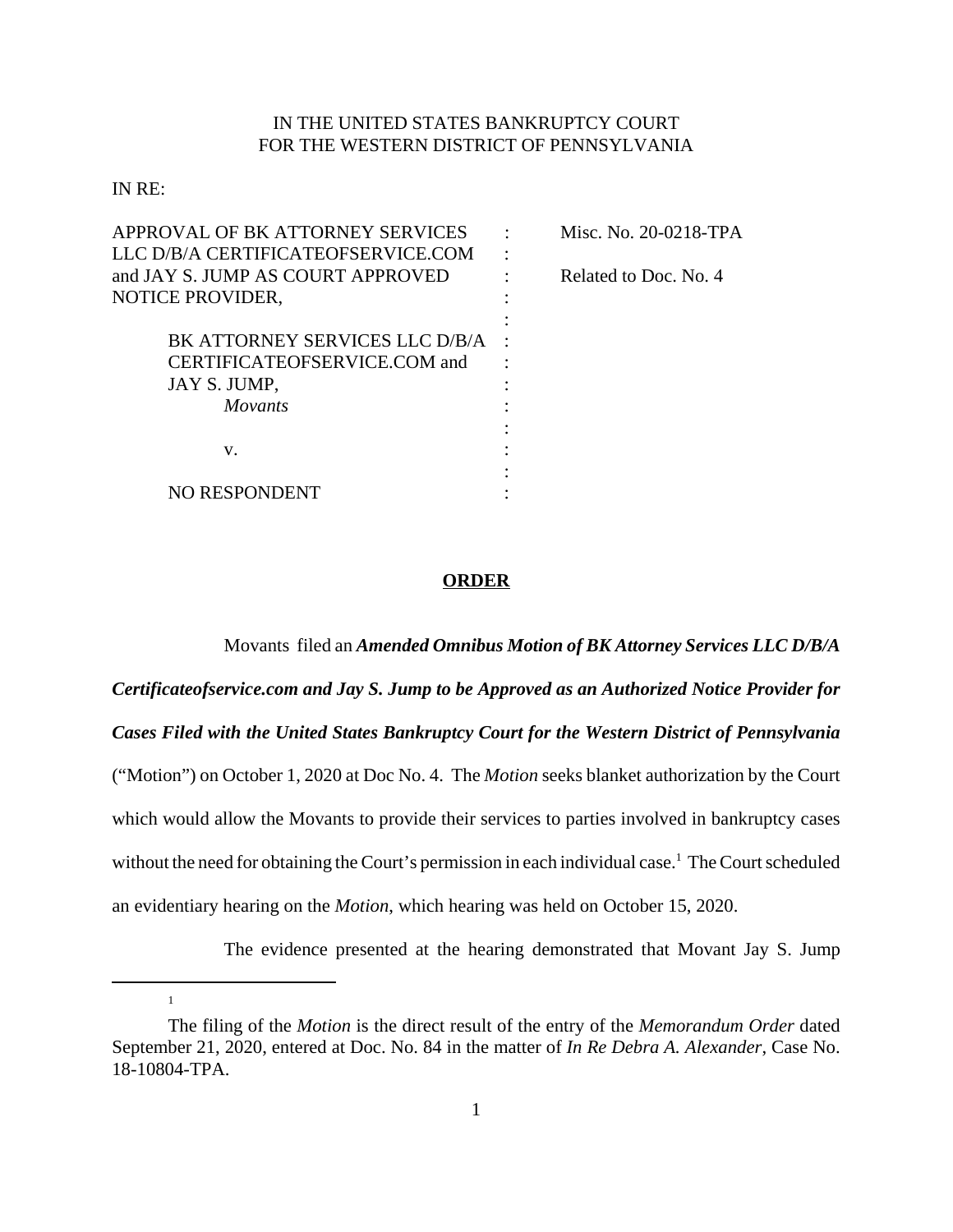IN THE UNITED STATES BANKRUPTCY COURT
FOR THE WESTERN DISTRICT OF PENNSYLVANIA

IN RE:

| | | |
|---|---|---|
| APPROVAL OF BK ATTORNEY SERVICES LLC D/B/A CERTIFICATEOFSERVICE.COM and JAY S. JUMP AS COURT APPROVED NOTICE PROVIDER, | : | Misc. No. 20-0218-TPA |
| | : | Related to Doc. No. 4 |
| BK ATTORNEY SERVICES LLC D/B/A CERTIFICATEOFSERVICE.COM and JAY S. JUMP, *Movants* | : | |
| v. | : | |
| NO RESPONDENT | : | |

**ORDER**

Movants filed an ***Amended Omnibus Motion of BK Attorney Services LLC D/B/A Certificateofservice.com and Jay S. Jump to be Approved as an Authorized Notice Provider for Cases Filed with the United States Bankruptcy Court for the Western District of Pennsylvania*** ("Motion") on October 1, 2020 at Doc No. 4. The *Motion* seeks blanket authorization by the Court which would allow the Movants to provide their services to parties involved in bankruptcy cases without the need for obtaining the Court's permission in each individual case.[1] The Court scheduled an evidentiary hearing on the *Motion*, which hearing was held on October 15, 2020.

The evidence presented at the hearing demonstrated that Movant Jay S. Jump

---

[1] The filing of the *Motion* is the direct result of the entry of the *Memorandum Order* dated September 21, 2020, entered at Doc. No. 84 in the matter of *In Re Debra A. Alexander*, Case No. 18-10804-TPA.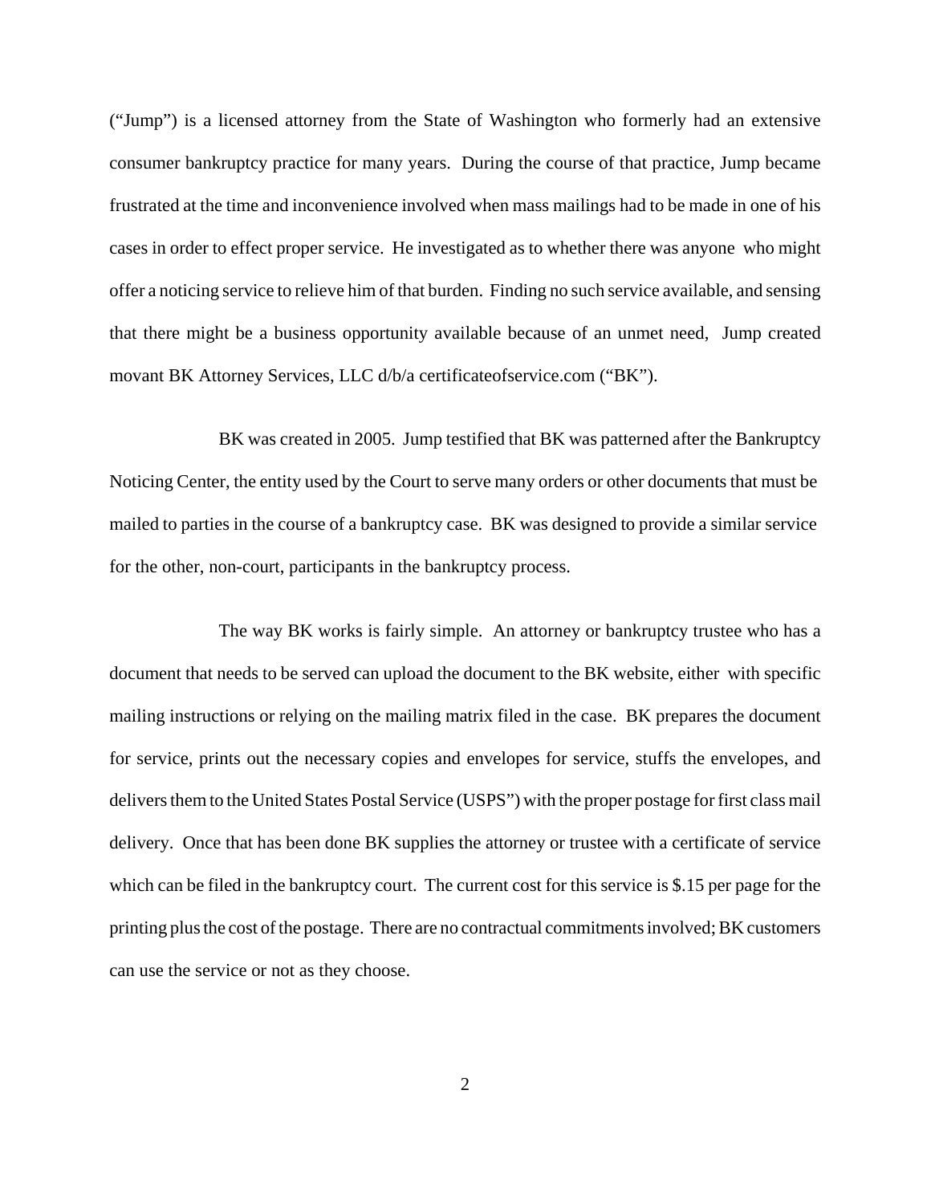("Jump") is a licensed attorney from the State of Washington who formerly had an extensive consumer bankruptcy practice for many years. During the course of that practice, Jump became frustrated at the time and inconvenience involved when mass mailings had to be made in one of his cases in order to effect proper service. He investigated as to whether there was anyone who might offer a noticing service to relieve him of that burden. Finding no such service available, and sensing that there might be a business opportunity available because of an unmet need, Jump created movant BK Attorney Services, LLC d/b/a certificateofservice.com ("BK").

BK was created in 2005. Jump testified that BK was patterned after the Bankruptcy Noticing Center, the entity used by the Court to serve many orders or other documents that must be mailed to parties in the course of a bankruptcy case. BK was designed to provide a similar service for the other, non-court, participants in the bankruptcy process.

The way BK works is fairly simple. An attorney or bankruptcy trustee who has a document that needs to be served can upload the document to the BK website, either with specific mailing instructions or relying on the mailing matrix filed in the case. BK prepares the document for service, prints out the necessary copies and envelopes for service, stuffs the envelopes, and delivers them to the United States Postal Service (USPS") with the proper postage for first class mail delivery. Once that has been done BK supplies the attorney or trustee with a certificate of service which can be filed in the bankruptcy court. The current cost for this service is $.15 per page for the printing plus the cost of the postage. There are no contractual commitments involved; BK customers can use the service or not as they choose.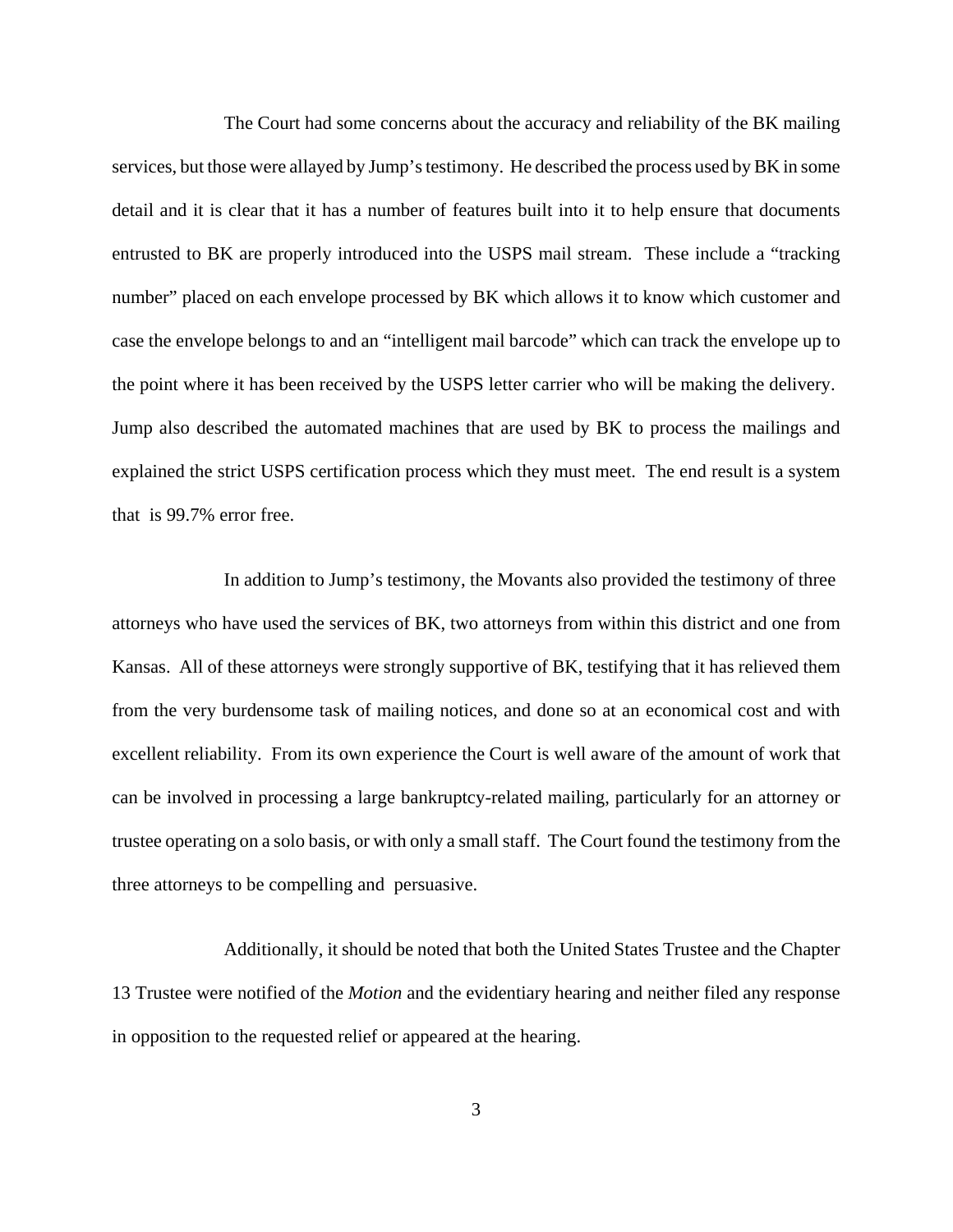The Court had some concerns about the accuracy and reliability of the BK mailing services, but those were allayed by Jump's testimony. He described the process used by BK in some detail and it is clear that it has a number of features built into it to help ensure that documents entrusted to BK are properly introduced into the USPS mail stream. These include a "tracking number" placed on each envelope processed by BK which allows it to know which customer and case the envelope belongs to and an "intelligent mail barcode" which can track the envelope up to the point where it has been received by the USPS letter carrier who will be making the delivery. Jump also described the automated machines that are used by BK to process the mailings and explained the strict USPS certification process which they must meet. The end result is a system that is 99.7% error free.

In addition to Jump's testimony, the Movants also provided the testimony of three attorneys who have used the services of BK, two attorneys from within this district and one from Kansas. All of these attorneys were strongly supportive of BK, testifying that it has relieved them from the very burdensome task of mailing notices, and done so at an economical cost and with excellent reliability. From its own experience the Court is well aware of the amount of work that can be involved in processing a large bankruptcy-related mailing, particularly for an attorney or trustee operating on a solo basis, or with only a small staff. The Court found the testimony from the three attorneys to be compelling and persuasive.

Additionally, it should be noted that both the United States Trustee and the Chapter 13 Trustee were notified of the *Motion* and the evidentiary hearing and neither filed any response in opposition to the requested relief or appeared at the hearing.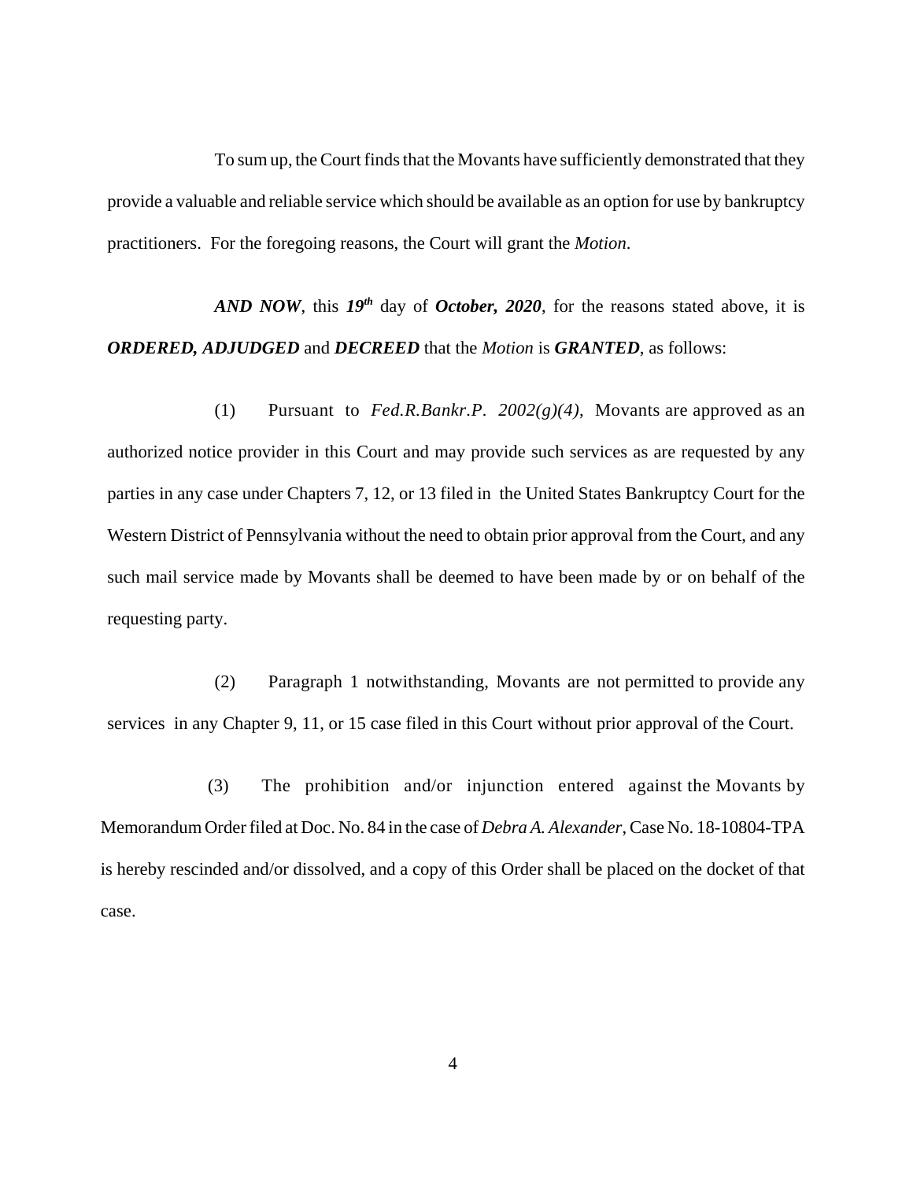To sum up, the Court finds that the Movants have sufficiently demonstrated that they provide a valuable and reliable service which should be available as an option for use by bankruptcy practitioners. For the foregoing reasons, the Court will grant the *Motion*.

***AND NOW***, this ***19th*** day of ***October, 2020***, for the reasons stated above, it is ***ORDERED, ADJUDGED*** and ***DECREED*** that the *Motion* is ***GRANTED***, as follows:

(1) Pursuant to *Fed.R.Bankr.P. 2002(g)(4),* Movants are approved as an authorized notice provider in this Court and may provide such services as are requested by any parties in any case under Chapters 7, 12, or 13 filed in the United States Bankruptcy Court for the Western District of Pennsylvania without the need to obtain prior approval from the Court, and any such mail service made by Movants shall be deemed to have been made by or on behalf of the requesting party.

(2) Paragraph 1 notwithstanding, Movants are not permitted to provide any services in any Chapter 9, 11, or 15 case filed in this Court without prior approval of the Court.

(3) The prohibition and/or injunction entered against the Movants by Memorandum Order filed at Doc. No. 84 in the case of *Debra A. Alexander*, Case No. 18-10804-TPA is hereby rescinded and/or dissolved, and a copy of this Order shall be placed on the docket of that case.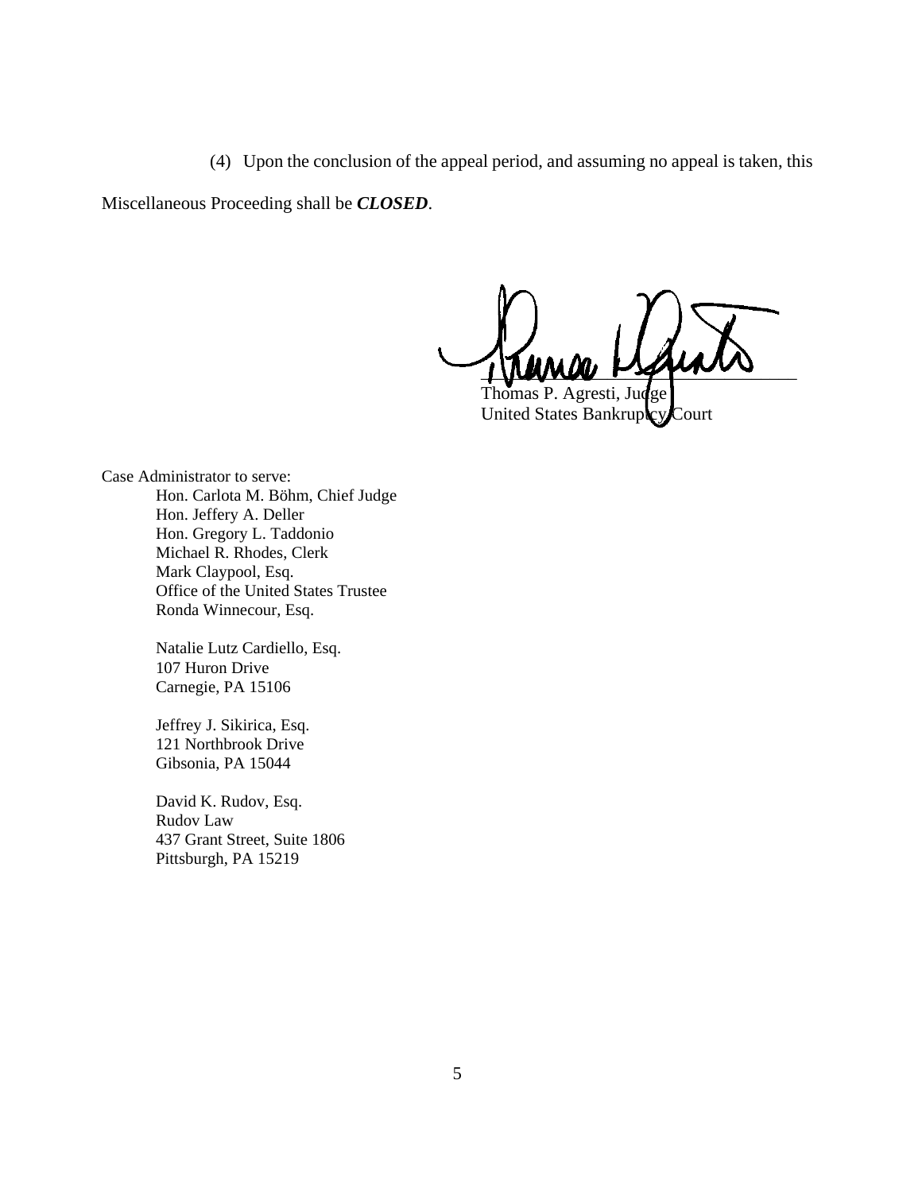(4) Upon the conclusion of the appeal period, and assuming no appeal is taken, this Miscellaneous Proceeding shall be ***CLOSED***.

Thomas P. Agresti, Judge
United States Bankruptcy Court

Case Administrator to serve:

Hon. Carlota M. Böhm, Chief Judge
Hon. Jeffery A. Deller
Hon. Gregory L. Taddonio
Michael R. Rhodes, Clerk
Mark Claypool, Esq.
Office of the United States Trustee
Ronda Winnecour, Esq.

Natalie Lutz Cardiello, Esq.
107 Huron Drive
Carnegie, PA 15106

Jeffrey J. Sikirica, Esq.
121 Northbrook Drive
Gibsonia, PA 15044

David K. Rudov, Esq.
Rudov Law
437 Grant Street, Suite 1806
Pittsburgh, PA 15219